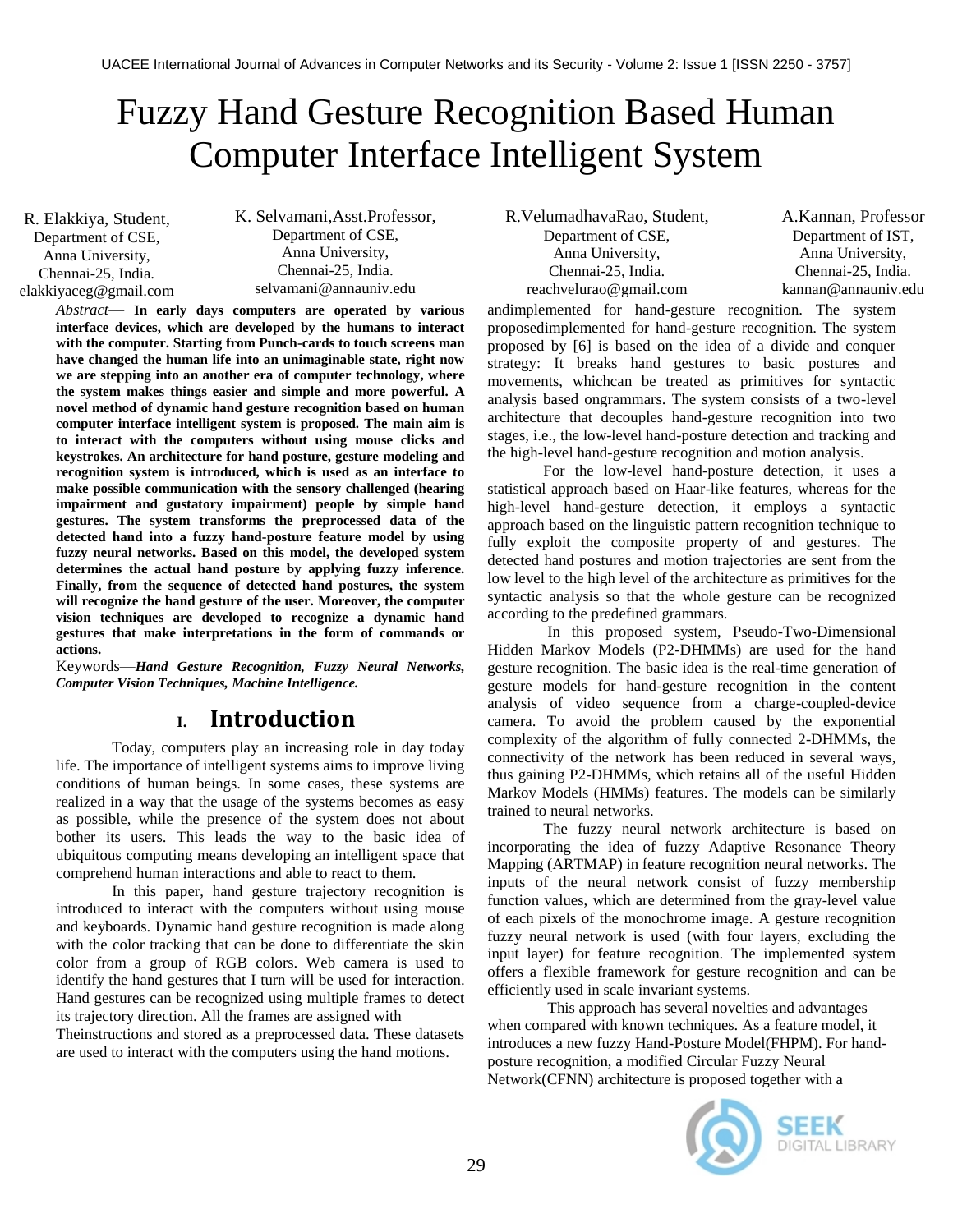# Fuzzy Hand Gesture Recognition Based Human Computer Interface Intelligent System

R. Elakkiya, Student,
Department of CSE,
Anna University,
Chennai-25, India.
elakkiyaceg@gmail.com

K. Selvamani,Asst.Professor,
Department of CSE,
Anna University,
Chennai-25, India.
selvamani@annauniv.edu

R.VelumadhavaRao, Student,
Department of CSE,
Anna University,
Chennai-25, India.
reachvelurao@gmail.com

A.Kannan, Professor
Department of IST,
Anna University,
Chennai-25, India.
kannan@annauniv.edu

*Abstract*— **In early days computers are operated by various interface devices, which are developed by the humans to interact with the computer. Starting from Punch-cards to touch screens man have changed the human life into an unimaginable state, right now we are stepping into an another era of computer technology, where the system makes things easier and simple and more powerful. A novel method of dynamic hand gesture recognition based on human computer interface intelligent system is proposed. The main aim is to interact with the computers without using mouse clicks and keystrokes. An architecture for hand posture, gesture modeling and recognition system is introduced, which is used as an interface to make possible communication with the sensory challenged (hearing impairment and gustatory impairment) people by simple hand gestures. The system transforms the preprocessed data of the detected hand into a fuzzy hand-posture feature model by using fuzzy neural networks. Based on this model, the developed system determines the actual hand posture by applying fuzzy inference. Finally, from the sequence of detected hand postures, the system will recognize the hand gesture of the user. Moreover, the computer vision techniques are developed to recognize a dynamic hand gestures that make interpretations in the form of commands or actions.**

Keywords—***Hand Gesture Recognition, Fuzzy Neural Networks, Computer Vision Techniques, Machine Intelligence.***

## I. Introduction

Today, computers play an increasing role in day today life. The importance of intelligent systems aims to improve living conditions of human beings. In some cases, these systems are realized in a way that the usage of the systems becomes as easy as possible, while the presence of the system does not about bother its users. This leads the way to the basic idea of ubiquitous computing means developing an intelligent space that comprehend human interactions and able to react to them.

In this paper, hand gesture trajectory recognition is introduced to interact with the computers without using mouse and keyboards. Dynamic hand gesture recognition is made along with the color tracking that can be done to differentiate the skin color from a group of RGB colors. Web camera is used to identify the hand gestures that I turn will be used for interaction. Hand gestures can be recognized using multiple frames to detect its trajectory direction. All the frames are assigned with Theinstructions and stored as a preprocessed data. These datasets are used to interact with the computers using the hand motions.

andimplemented for hand-gesture recognition. The system proposedimplemented for hand-gesture recognition. The system proposed by [6] is based on the idea of a divide and conquer strategy: It breaks hand gestures to basic postures and movements, whichcan be treated as primitives for syntactic analysis based ongrammars. The system consists of a two-level architecture that decouples hand-gesture recognition into two stages, i.e., the low-level hand-posture detection and tracking and the high-level hand-gesture recognition and motion analysis.

For the low-level hand-posture detection, it uses a statistical approach based on Haar-like features, whereas for the high-level hand-gesture detection, it employs a syntactic approach based on the linguistic pattern recognition technique to fully exploit the composite property of and gestures. The detected hand postures and motion trajectories are sent from the low level to the high level of the architecture as primitives for the syntactic analysis so that the whole gesture can be recognized according to the predefined grammars.

In this proposed system, Pseudo-Two-Dimensional Hidden Markov Models (P2-DHMMs) are used for the hand gesture recognition. The basic idea is the real-time generation of gesture models for hand-gesture recognition in the content analysis of video sequence from a charge-coupled-device camera. To avoid the problem caused by the exponential complexity of the algorithm of fully connected 2-DHMMs, the connectivity of the network has been reduced in several ways, thus gaining P2-DHMMs, which retains all of the useful Hidden Markov Models (HMMs) features. The models can be similarly trained to neural networks.

The fuzzy neural network architecture is based on incorporating the idea of fuzzy Adaptive Resonance Theory Mapping (ARTMAP) in feature recognition neural networks. The inputs of the neural network consist of fuzzy membership function values, which are determined from the gray-level value of each pixels of the monochrome image. A gesture recognition fuzzy neural network is used (with four layers, excluding the input layer) for feature recognition. The implemented system offers a flexible framework for gesture recognition and can be efficiently used in scale invariant systems.

This approach has several novelties and advantages when compared with known techniques. As a feature model, it introduces a new fuzzy Hand-Posture Model(FHPM). For hand-posture recognition, a modified Circular Fuzzy Neural Network(CFNN) architecture is proposed together with a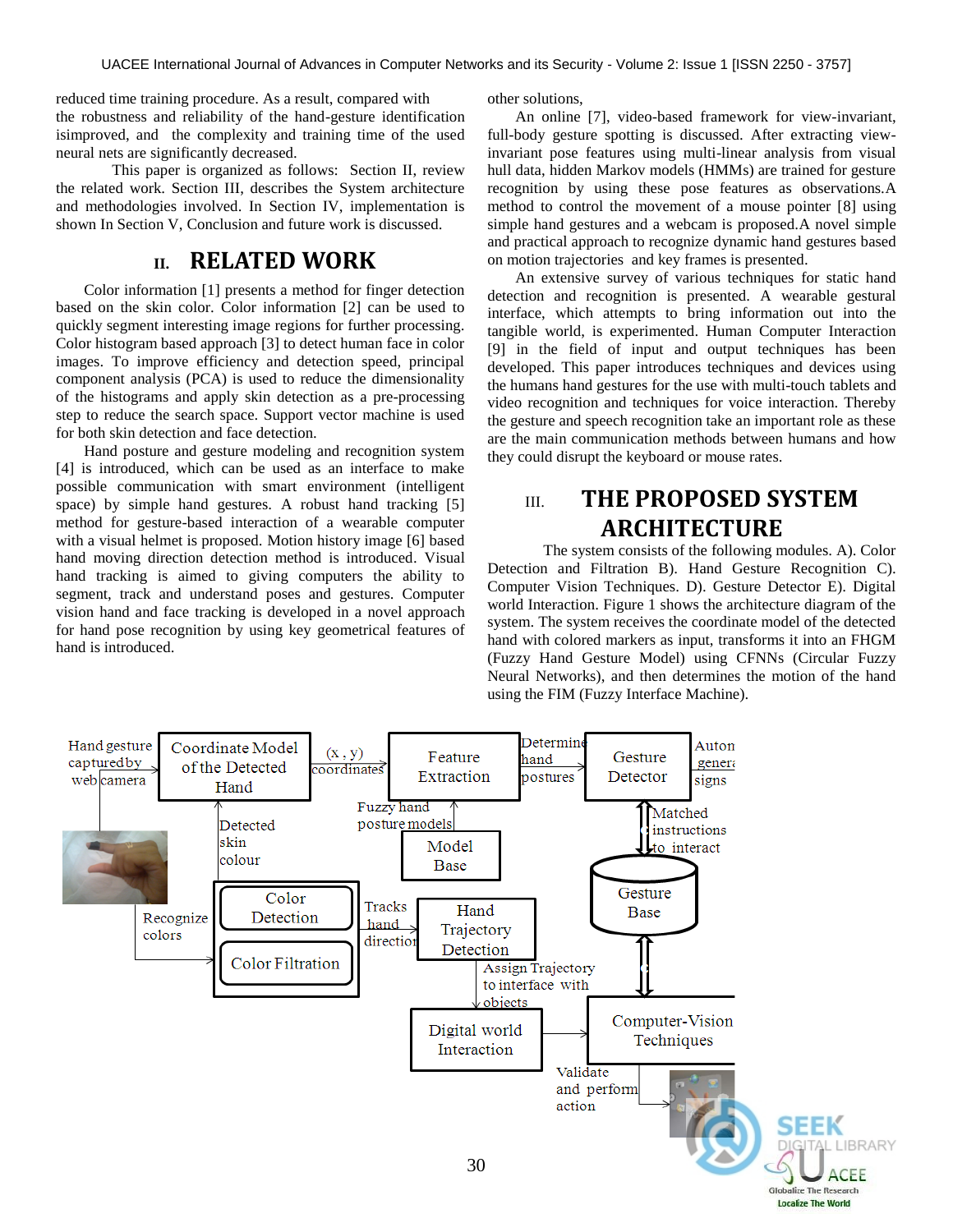reduced time training procedure. As a result, compared with the robustness and reliability of the hand-gesture identification isimproved, and the complexity and training time of the used neural nets are significantly decreased.

This paper is organized as follows: Section II, review the related work. Section III, describes the System architecture and methodologies involved. In Section IV, implementation is shown In Section V, Conclusion and future work is discussed.

## II. RELATED WORK

Color information [1] presents a method for finger detection based on the skin color. Color information [2] can be used to quickly segment interesting image regions for further processing. Color histogram based approach [3] to detect human face in color images. To improve efficiency and detection speed, principal component analysis (PCA) is used to reduce the dimensionality of the histograms and apply skin detection as a pre-processing step to reduce the search space. Support vector machine is used for both skin detection and face detection.

Hand posture and gesture modeling and recognition system [4] is introduced, which can be used as an interface to make possible communication with smart environment (intelligent space) by simple hand gestures. A robust hand tracking [5] method for gesture-based interaction of a wearable computer with a visual helmet is proposed. Motion history image [6] based hand moving direction detection method is introduced. Visual hand tracking is aimed to giving computers the ability to segment, track and understand poses and gestures. Computer vision hand and face tracking is developed in a novel approach for hand pose recognition by using key geometrical features of hand is introduced.

other solutions,

An online [7], video-based framework for view-invariant, full-body gesture spotting is discussed. After extracting view-invariant pose features using multi-linear analysis from visual hull data, hidden Markov models (HMMs) are trained for gesture recognition by using these pose features as observations.A method to control the movement of a mouse pointer [8] using simple hand gestures and a webcam is proposed.A novel simple and practical approach to recognize dynamic hand gestures based on motion trajectories and key frames is presented.

An extensive survey of various techniques for static hand detection and recognition is presented. A wearable gestural interface, which attempts to bring information out into the tangible world, is experimented. Human Computer Interaction [9] in the field of input and output techniques has been developed. This paper introduces techniques and devices using the humans hand gestures for the use with multi-touch tablets and video recognition and techniques for voice interaction. Thereby the gesture and speech recognition take an important role as these are the main communication methods between humans and how they could disrupt the keyboard or mouse rates.

## III. THE PROPOSED SYSTEM ARCHITECTURE

The system consists of the following modules. A). Color Detection and Filtration B). Hand Gesture Recognition C). Computer Vision Techniques. D). Gesture Detector E). Digital world Interaction. Figure 1 shows the architecture diagram of the system. The system receives the coordinate model of the detected hand with colored markers as input, transforms it into an FHGM (Fuzzy Hand Gesture Model) using CFNNs (Circular Fuzzy Neural Networks), and then determines the motion of the hand using the FIM (Fuzzy Interface Machine).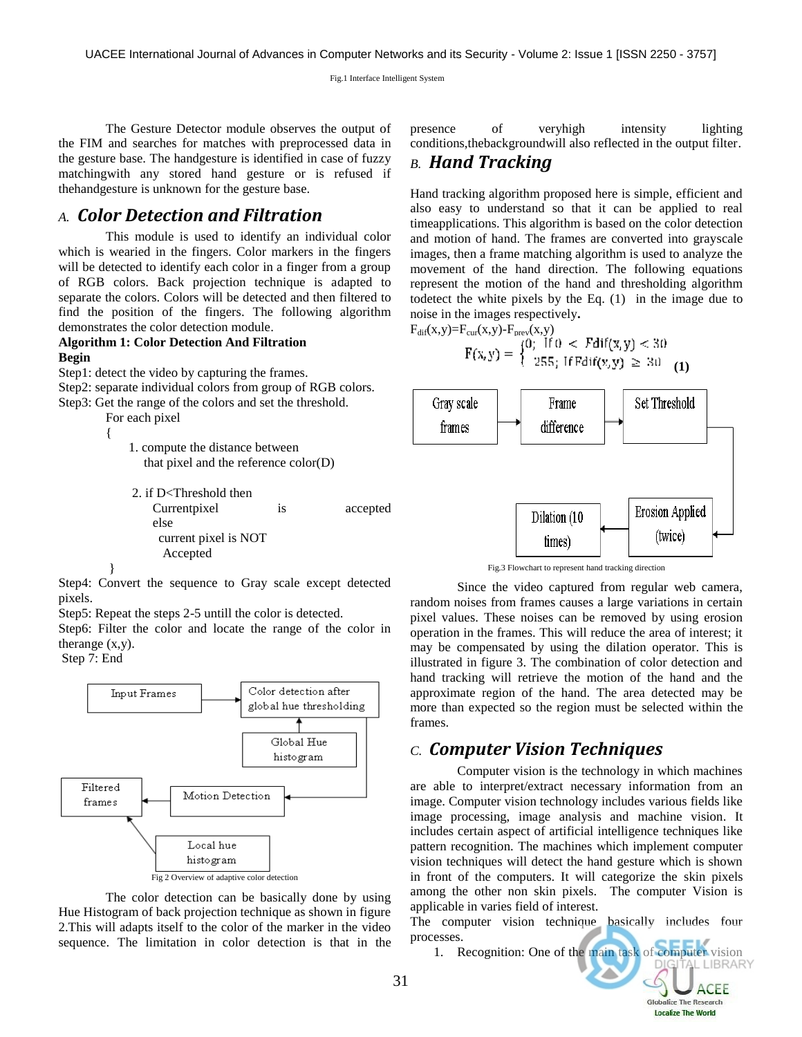Fig.1 Interface Intelligent System

The Gesture Detector module observes the output of the FIM and searches for matches with preprocessed data in the gesture base. The handgesture is identified in case of fuzzy matchingwith any stored hand gesture or is refused if thehandgesture is unknown for the gesture base.

## A. *Color Detection and Filtration*

This module is used to identify an individual color which is wearied in the fingers. Color markers in the fingers will be detected to identify each color in a finger from a group of RGB colors. Back projection technique is adapted to separate the colors. Colors will be detected and then filtered to find the position of the fingers. The following algorithm demonstrates the color detection module.

**Algorithm 1: Color Detection And Filtration**

**Begin**

Step1: detect the video by capturing the frames.

Step2: separate individual colors from group of RGB colors.

Step3: Get the range of the colors and set the threshold.

```
For each pixel
{
    1. compute the distance between
       that pixel and the reference color(D)

    2. if D<Threshold then
         Currentpixel is accepted
       else
         current pixel is NOT
         Accepted
}
```

Step4: Convert the sequence to Gray scale except detected pixels.

Step5: Repeat the steps 2-5 untill the color is detected.

Step6: Filter the color and locate the range of the color in therange (x,y).

Step 7: End

Fig 2 Overview of adaptive color detection

The color detection can be basically done by using Hue Histogram of back projection technique as shown in figure 2.This will adapts itself to the color of the marker in the video sequence. The limitation in color detection is that in the presence of veryhigh intensity lighting conditions,thebackgroundwill also reflected in the output filter.

## B. *Hand Tracking*

Hand tracking algorithm proposed here is simple, efficient and also easy to understand so that it can be applied to real timeapplications. This algorithm is based on the color detection and motion of hand. The frames are converted into grayscale images, then a frame matching algorithm is used to analyze the movement of the hand direction. The following equations represent the motion of the hand and thresholding algorithm todetect the white pixels by the Eq. (1) in the image due to noise in the images respectively.

$F_{dif}(x,y)=F_{cur}(x,y)-F_{prev}(x,y)$

$$F(x,y) = \begin{cases} 0; & \text{If } 0 < Fdif(x,y) < 30 \\ 255; & \text{If } Fdif(x,y) \geq 30 \end{cases} \quad \textbf{(1)}$$

Fig.3 Flowchart to represent hand tracking direction

Since the video captured from regular web camera, random noises from frames causes a large variations in certain pixel values. These noises can be removed by using erosion operation in the frames. This will reduce the area of interest; it may be compensated by using the dilation operator. This is illustrated in figure 3. The combination of color detection and hand tracking will retrieve the motion of the hand and the approximate region of the hand. The area detected may be more than expected so the region must be selected within the frames.

## C. *Computer Vision Techniques*

Computer vision is the technology in which machines are able to interpret/extract necessary information from an image. Computer vision technology includes various fields like image processing, image analysis and machine vision. It includes certain aspect of artificial intelligence techniques like pattern recognition. The machines which implement computer vision techniques will detect the hand gesture which is shown in front of the computers. It will categorize the skin pixels among the other non skin pixels. The computer Vision is applicable in varies field of interest.

The computer vision technique basically includes four processes.

1. Recognition: One of the main task of computer vision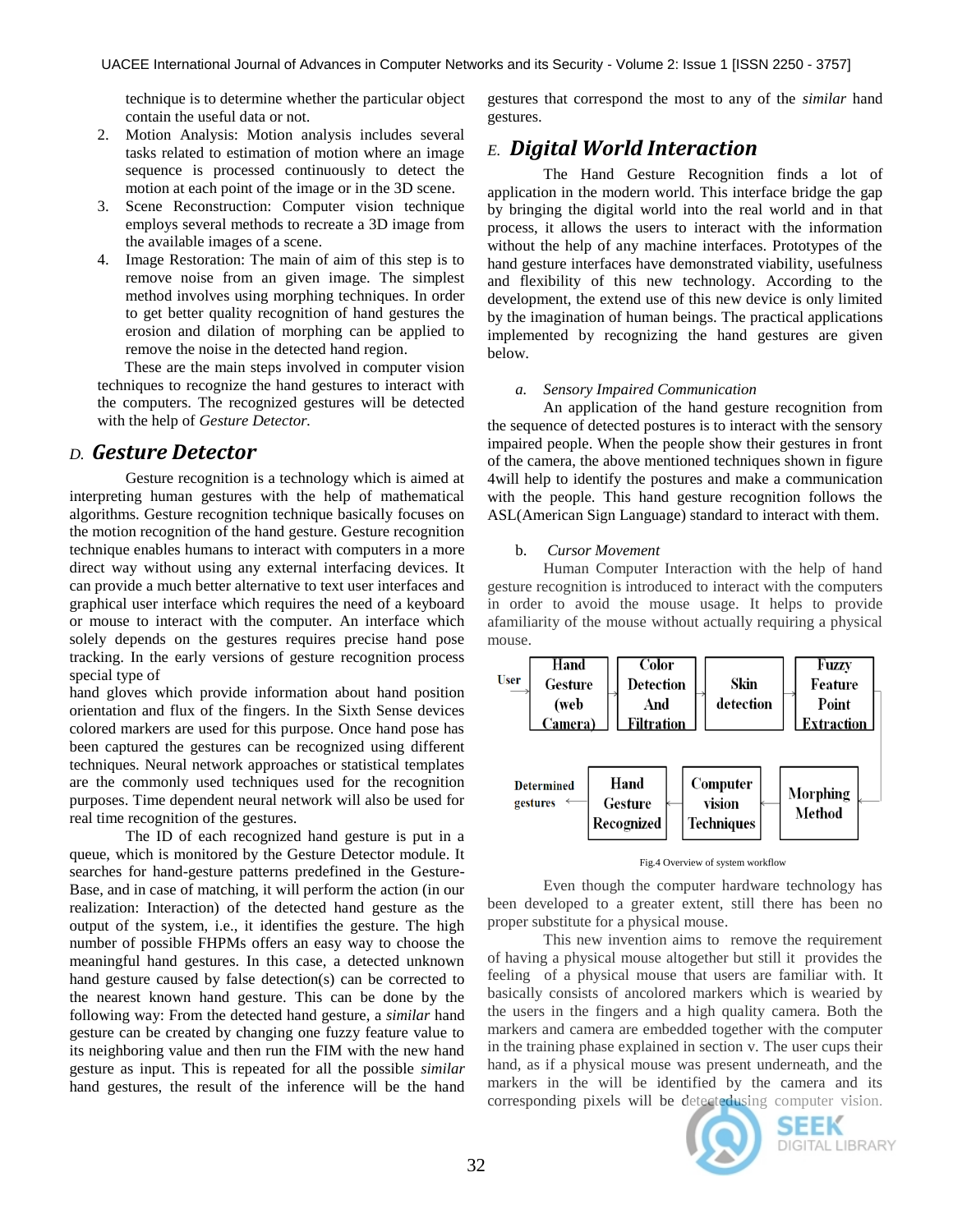technique is to determine whether the particular object contain the useful data or not.

2. Motion Analysis: Motion analysis includes several tasks related to estimation of motion where an image sequence is processed continuously to detect the motion at each point of the image or in the 3D scene.
3. Scene Reconstruction: Computer vision technique employs several methods to recreate a 3D image from the available images of a scene.
4. Image Restoration: The main of aim of this step is to remove noise from an given image. The simplest method involves using morphing techniques. In order to get better quality recognition of hand gestures the erosion and dilation of morphing can be applied to remove the noise in the detected hand region.

These are the main steps involved in computer vision techniques to recognize the hand gestures to interact with the computers. The recognized gestures will be detected with the help of *Gesture Detector.*

## D. *Gesture Detector*

Gesture recognition is a technology which is aimed at interpreting human gestures with the help of mathematical algorithms. Gesture recognition technique basically focuses on the motion recognition of the hand gesture. Gesture recognition technique enables humans to interact with computers in a more direct way without using any external interfacing devices. It can provide a much better alternative to text user interfaces and graphical user interface which requires the need of a keyboard or mouse to interact with the computer. An interface which solely depends on the gestures requires precise hand pose tracking. In the early versions of gesture recognition process special type of
hand gloves which provide information about hand position orientation and flux of the fingers. In the Sixth Sense devices colored markers are used for this purpose. Once hand pose has been captured the gestures can be recognized using different techniques. Neural network approaches or statistical templates are the commonly used techniques used for the recognition purposes. Time dependent neural network will also be used for real time recognition of the gestures.

The ID of each recognized hand gesture is put in a queue, which is monitored by the Gesture Detector module. It searches for hand-gesture patterns predefined in the Gesture-Base, and in case of matching, it will perform the action (in our realization: Interaction) of the detected hand gesture as the output of the system, i.e., it identifies the gesture. The high number of possible FHPMs offers an easy way to choose the meaningful hand gestures. In this case, a detected unknown hand gesture caused by false detection(s) can be corrected to the nearest known hand gesture. This can be done by the following way: From the detected hand gesture, a *similar* hand gesture can be created by changing one fuzzy feature value to its neighboring value and then run the FIM with the new hand gesture as input. This is repeated for all the possible *similar* hand gestures, the result of the inference will be the hand gestures that correspond the most to any of the *similar* hand gestures.

## E. *Digital World Interaction*

The Hand Gesture Recognition finds a lot of application in the modern world. This interface bridge the gap by bringing the digital world into the real world and in that process, it allows the users to interact with the information without the help of any machine interfaces. Prototypes of the hand gesture interfaces have demonstrated viability, usefulness and flexibility of this new technology. According to the development, the extend use of this new device is only limited by the imagination of human beings. The practical applications implemented by recognizing the hand gestures are given below.

### a. *Sensory Impaired Communication*

An application of the hand gesture recognition from the sequence of detected postures is to interact with the sensory impaired people. When the people show their gestures in front of the camera, the above mentioned techniques shown in figure 4will help to identify the postures and make a communication with the people. This hand gesture recognition follows the ASL(American Sign Language) standard to interact with them.

### b. *Cursor Movement*

Human Computer Interaction with the help of hand gesture recognition is introduced to interact with the computers in order to avoid the mouse usage. It helps to provide afamiliarity of the mouse without actually requiring a physical mouse.

User → Hand Gesture (web Camera) → Color Detection And Filtration → Skin detection → Fuzzy Feature Point Extraction → Morphing Method → Computer vision Techniques → Hand Gesture Recognized → Determined gestures

Fig.4 Overview of system workflow

Even though the computer hardware technology has been developed to a greater extent, still there has been no proper substitute for a physical mouse.

This new invention aims to remove the requirement of having a physical mouse altogether but still it provides the feeling of a physical mouse that users are familiar with. It basically consists of ancolored markers which is wearied by the users in the fingers and a high quality camera. Both the markers and camera are embedded together with the computer in the training phase explained in section v. The user cups their hand, as if a physical mouse was present underneath, and the markers in the will be identified by the camera and its corresponding pixels will be detectedusing computer vision.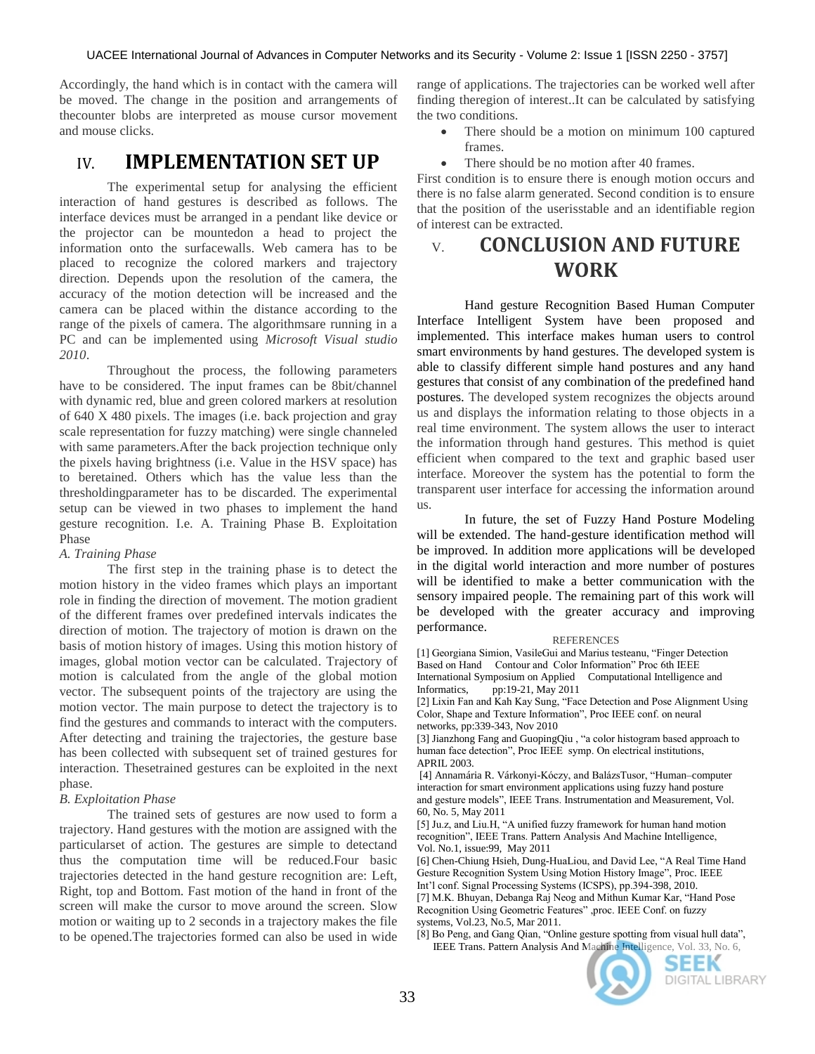Accordingly, the hand which is in contact with the camera will be moved. The change in the position and arrangements of thecounter blobs are interpreted as mouse cursor movement and mouse clicks.

# IV. IMPLEMENTATION SET UP

The experimental setup for analysing the efficient interaction of hand gestures is described as follows. The interface devices must be arranged in a pendant like device or the projector can be mountedon a head to project the information onto the surfacewalls. Web camera has to be placed to recognize the colored markers and trajectory direction. Depends upon the resolution of the camera, the accuracy of the motion detection will be increased and the camera can be placed within the distance according to the range of the pixels of camera. The algorithmsare running in a PC and can be implemented using *Microsoft Visual studio 2010*.

Throughout the process, the following parameters have to be considered. The input frames can be 8bit/channel with dynamic red, blue and green colored markers at resolution of 640 X 480 pixels. The images (i.e. back projection and gray scale representation for fuzzy matching) were single channeled with same parameters.After the back projection technique only the pixels having brightness (i.e. Value in the HSV space) has to beretained. Others which has the value less than the thresholdingparameter has to be discarded. The experimental setup can be viewed in two phases to implement the hand gesture recognition. I.e. A. Training Phase B. Exploitation Phase

*A. Training Phase*

The first step in the training phase is to detect the motion history in the video frames which plays an important role in finding the direction of movement. The motion gradient of the different frames over predefined intervals indicates the direction of motion. The trajectory of motion is drawn on the basis of motion history of images. Using this motion history of images, global motion vector can be calculated. Trajectory of motion is calculated from the angle of the global motion vector. The subsequent points of the trajectory are using the motion vector. The main purpose to detect the trajectory is to find the gestures and commands to interact with the computers. After detecting and training the trajectories, the gesture base has been collected with subsequent set of trained gestures for interaction. Thesetrained gestures can be exploited in the next phase.

*B. Exploitation Phase*

The trained sets of gestures are now used to form a trajectory. Hand gestures with the motion are assigned with the particularset of action. The gestures are simple to detectand thus the computation time will be reduced.Four basic trajectories detected in the hand gesture recognition are: Left, Right, top and Bottom. Fast motion of the hand in front of the screen will make the cursor to move around the screen. Slow motion or waiting up to 2 seconds in a trajectory makes the file to be opened.The trajectories formed can also be used in wide range of applications. The trajectories can be worked well after finding theregion of interest..It can be calculated by satisfying the two conditions.

- There should be a motion on minimum 100 captured frames.
- There should be no motion after 40 frames.

First condition is to ensure there is enough motion occurs and there is no false alarm generated. Second condition is to ensure that the position of the userisstable and an identifiable region of interest can be extracted.

# V. CONCLUSION AND FUTURE WORK

Hand gesture Recognition Based Human Computer Interface Intelligent System have been proposed and implemented. This interface makes human users to control smart environments by hand gestures. The developed system is able to classify different simple hand postures and any hand gestures that consist of any combination of the predefined hand postures. The developed system recognizes the objects around us and displays the information relating to those objects in a real time environment. The system allows the user to interact the information through hand gestures. This method is quiet efficient when compared to the text and graphic based user interface. Moreover the system has the potential to form the transparent user interface for accessing the information around us.

In future, the set of Fuzzy Hand Posture Modeling will be extended. The hand-gesture identification method will be improved. In addition more applications will be developed in the digital world interaction and more number of postures will be identified to make a better communication with the sensory impaired people. The remaining part of this work will be developed with the greater accuracy and improving performance.

REFERENCES

[1] Georgiana Simion, VasileGui and Marius testeanu, "Finger Detection Based on Hand Contour and Color Information" Proc 6th IEEE International Symposium on Applied Computational Intelligence and Informatics, pp:19-21, May 2011

[2] Lixin Fan and Kah Kay Sung, "Face Detection and Pose Alignment Using Color, Shape and Texture Information", Proc IEEE conf. on neural networks, pp:339-343, Nov 2010

[3] Jianzhong Fang and GuopingQiu , "a color histogram based approach to human face detection", Proc IEEE symp. On electrical institutions, APRIL 2003.

[4] Annamária R. Várkonyi-Kóczy, and BalázsTusor, "Human–computer interaction for smart environment applications using fuzzy hand posture and gesture models", IEEE Trans. Instrumentation and Measurement, Vol. 60, No. 5, May 2011

[5] Ju.z, and Liu.H, "A unified fuzzy framework for human hand motion recognition", IEEE Trans. Pattern Analysis And Machine Intelligence, Vol. No.1, issue:99, May 2011

[6] Chen-Chiung Hsieh, Dung-HuaLiou, and David Lee, "A Real Time Hand Gesture Recognition System Using Motion History Image", Proc. IEEE Int'l conf. Signal Processing Systems (ICSPS), pp.394-398, 2010.

[7] M.K. Bhuyan, Debanga Raj Neog and Mithun Kumar Kar, "Hand Pose Recognition Using Geometric Features" ,proc. IEEE Conf. on fuzzy systems, Vol.23, No.5, Mar 2011.

[8] Bo Peng, and Gang Qian, "Online gesture spotting from visual hull data", IEEE Trans. Pattern Analysis And Machine Intelligence, Vol. 33, No. 6,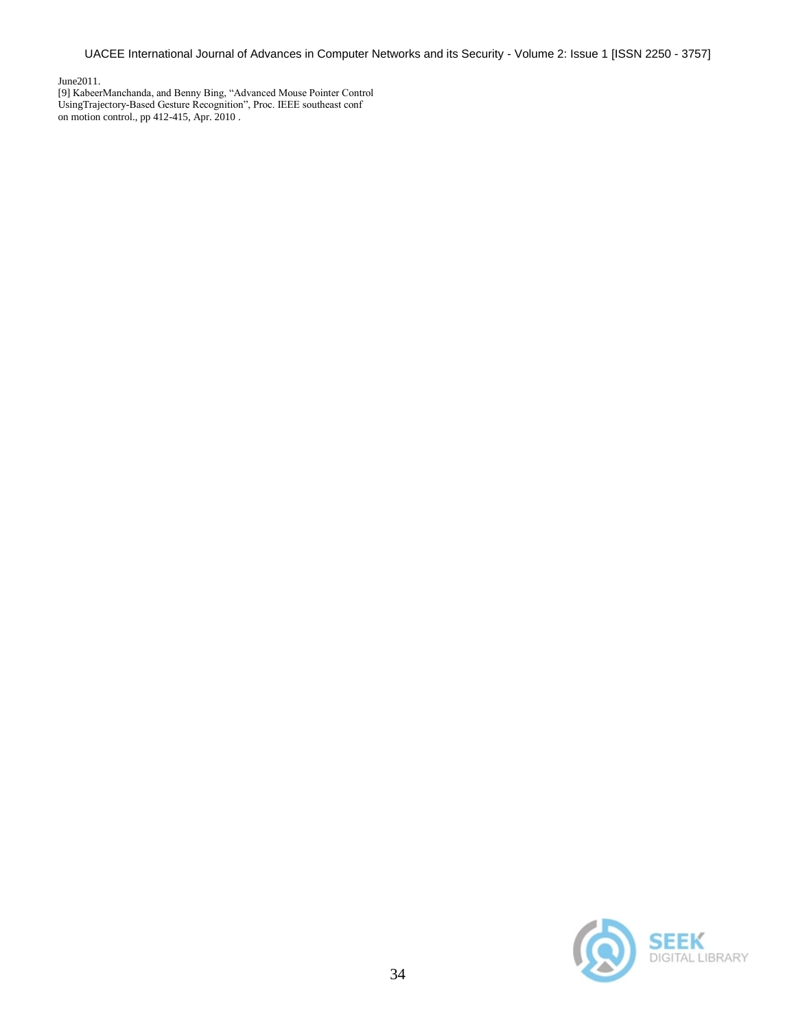June2011.

[9] KabeerManchanda, and Benny Bing, "Advanced Mouse Pointer Control UsingTrajectory-Based Gesture Recognition", Proc. IEEE southeast conf on motion control., pp 412-415, Apr. 2010 .